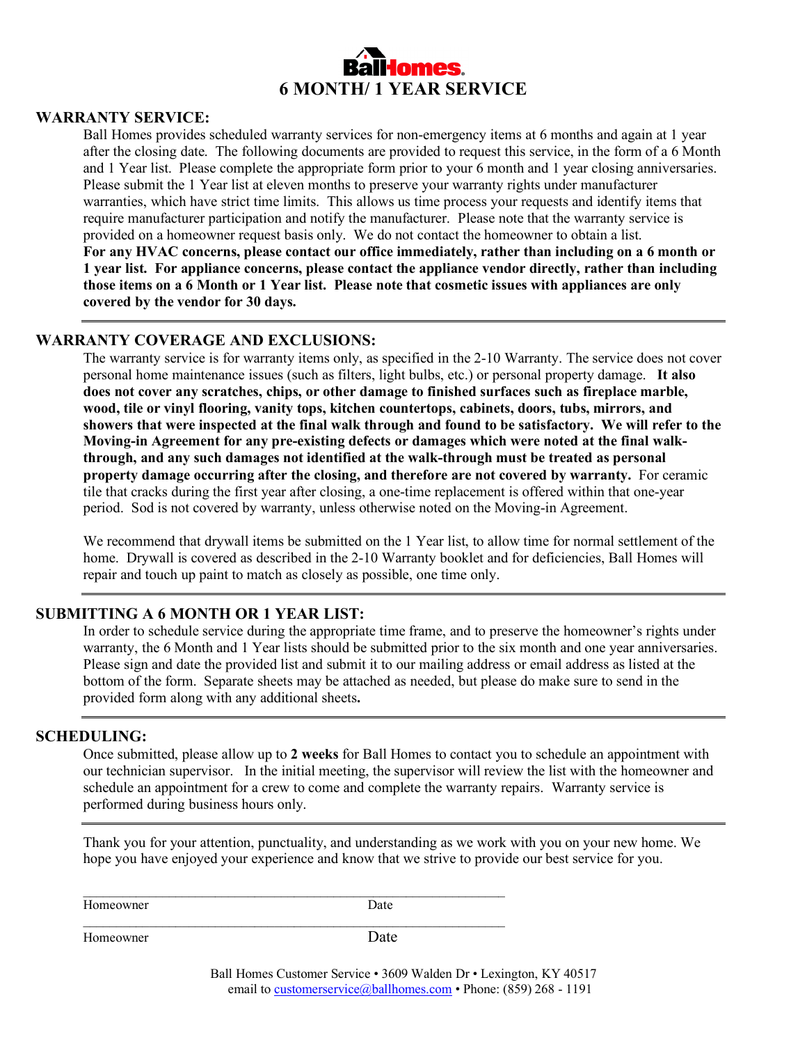# Ball Homes

# 6 MONTH/ 1 YEAR SERVICE

## WARRANTY SERVICE:

Ball Homes provides scheduled warranty services for non-emergency items at 6 months and again at 1 year after the closing date. The following documents are provided to request this service, in the form of a 6 Month and 1 Year list. Please complete the appropriate form prior to your 6 month and 1 year closing anniversaries. Please submit the 1 Year list at eleven months to preserve your warranty rights under manufacturer warranties, which have strict time limits. This allows us time process your requests and identify items that require manufacturer participation and notify the manufacturer. Please note that the warranty service is provided on a homeowner request basis only. We do not contact the homeowner to obtain a list.

**For any HVAC concerns, please contact our office immediately, rather than including on a 6 month or 1 year list. For appliance concerns, please contact the appliance vendor directly, rather than including those items on a 6 Month or 1 Year list. Please note that cosmetic issues with appliances are only covered by the vendor for 30 days.**

---

## WARRANTY COVERAGE AND EXCLUSIONS:

The warranty service is for warranty items only, as specified in the 2-10 Warranty. The service does not cover personal home maintenance issues (such as filters, light bulbs, etc.) or personal property damage. **It also does not cover any scratches, chips, or other damage to finished surfaces such as fireplace marble, wood, tile or vinyl flooring, vanity tops, kitchen countertops, cabinets, doors, tubs, mirrors, and showers that were inspected at the final walk through and found to be satisfactory. We will refer to the Moving-in Agreement for any pre-existing defects or damages which were noted at the final walk-through, and any such damages not identified at the walk-through must be treated as personal property damage occurring after the closing, and therefore are not covered by warranty.** For ceramic tile that cracks during the first year after closing, a one-time replacement is offered within that one-year period. Sod is not covered by warranty, unless otherwise noted on the Moving-in Agreement.

We recommend that drywall items be submitted on the 1 Year list, to allow time for normal settlement of the home. Drywall is covered as described in the 2-10 Warranty booklet and for deficiencies, Ball Homes will repair and touch up paint to match as closely as possible, one time only.

---

## SUBMITTING A 6 MONTH OR 1 YEAR LIST:

In order to schedule service during the appropriate time frame, and to preserve the homeowner's rights under warranty, the 6 Month and 1 Year lists should be submitted prior to the six month and one year anniversaries. Please sign and date the provided list and submit it to our mailing address or email address as listed at the bottom of the form. Separate sheets may be attached as needed, but please do make sure to send in the provided form along with any additional sheets**.**

---

## SCHEDULING:

Once submitted, please allow up to **2 weeks** for Ball Homes to contact you to schedule an appointment with our technician supervisor. In the initial meeting, the supervisor will review the list with the homeowner and schedule an appointment for a crew to come and complete the warranty repairs. Warranty service is performed during business hours only.

---

Thank you for your attention, punctuality, and understanding as we work with you on your new home. We hope you have enjoyed your experience and know that we strive to provide our best service for you.

\_\_\_\_\_\_\_\_\_\_\_\_\_\_\_\_\_\_\_\_\_\_\_\_\_\_\_\_\_\_\_\_\_\_\_\_\_\_\_\_\_\_\_\_\_\_\_\_\_\_\_\_\_\_\_\_\_\_\_\_

Homeowner                                        Date

\_\_\_\_\_\_\_\_\_\_\_\_\_\_\_\_\_\_\_\_\_\_\_\_\_\_\_\_\_\_\_\_\_\_\_\_\_\_\_\_\_\_\_\_\_\_\_\_\_\_\_\_\_\_\_\_\_\_\_\_

Homeowner                                        Date

Ball Homes Customer Service • 3609 Walden Dr • Lexington, KY 40517
email to customerservice@ballhomes.com • Phone: (859) 268 - 1191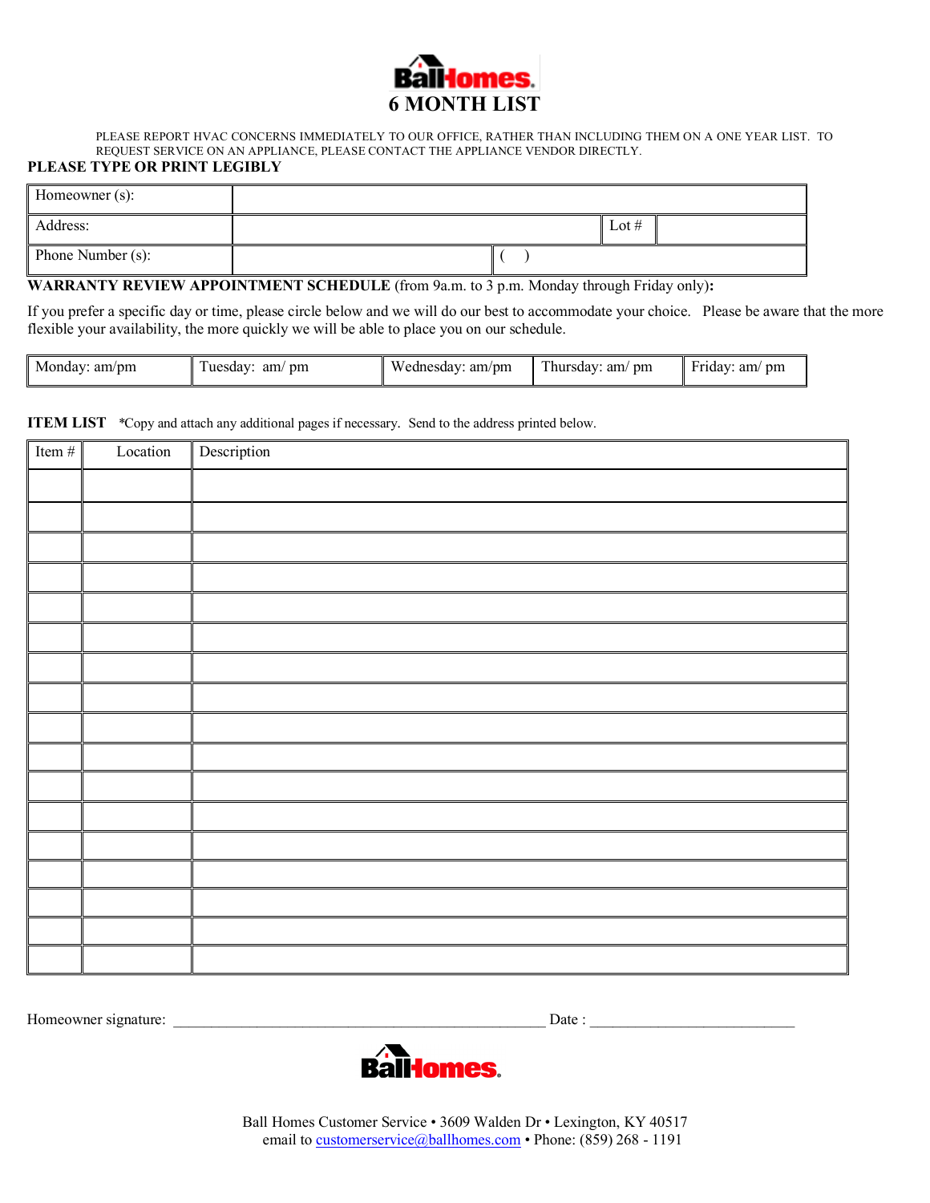# Ball Homes

## 6 MONTH LIST

PLEASE REPORT HVAC CONCERNS IMMEDIATELY TO OUR OFFICE, RATHER THAN INCLUDING THEM ON A ONE YEAR LIST. TO REQUEST SERVICE ON AN APPLIANCE, PLEASE CONTACT THE APPLIANCE VENDOR DIRECTLY.

**PLEASE TYPE OR PRINT LEGIBLY**

| Homeowner (s): | | | |
|---|---|---|---|
| Address: | | Lot # | |
| Phone Number (s): | | ( ) | |

**WARRANTY REVIEW APPOINTMENT SCHEDULE** (from 9a.m. to 3 p.m. Monday through Friday only)**:**

If you prefer a specific day or time, please circle below and we will do our best to accommodate your choice. Please be aware that the more flexible your availability, the more quickly we will be able to place you on our schedule.

| Monday: am/pm | Tuesday: am/ pm | Wednesday: am/pm | Thursday: am/ pm | Friday: am/ pm |
|---|---|---|---|---|

**ITEM LIST** *Copy and attach any additional pages if necessary. Send to the address printed below.

| Item # | Location | Description |
|---|---|---|
| | | |
| | | |
| | | |
| | | |
| | | |
| | | |
| | | |
| | | |
| | | |
| | | |
| | | |
| | | |
| | | |
| | | |
| | | |
| | | |
| | | |

Homeowner signature: ________________________________________________ Date : ___________________________

Ball Homes

Ball Homes Customer Service • 3609 Walden Dr • Lexington, KY 40517
email to customerservice@ballhomes.com • Phone: (859) 268 - 1191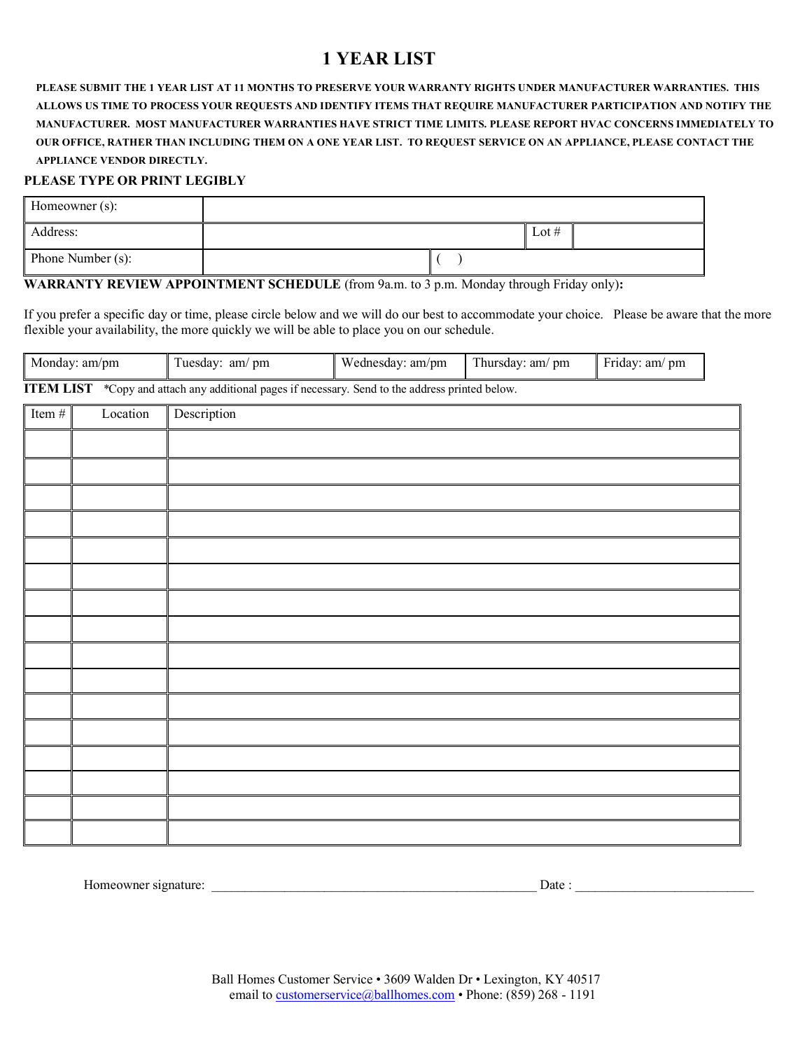# 1 YEAR LIST

**PLEASE SUBMIT THE 1 YEAR LIST AT 11 MONTHS TO PRESERVE YOUR WARRANTY RIGHTS UNDER MANUFACTURER WARRANTIES. THIS ALLOWS US TIME TO PROCESS YOUR REQUESTS AND IDENTIFY ITEMS THAT REQUIRE MANUFACTURER PARTICIPATION AND NOTIFY THE MANUFACTURER. MOST MANUFACTURER WARRANTIES HAVE STRICT TIME LIMITS. PLEASE REPORT HVAC CONCERNS IMMEDIATELY TO OUR OFFICE, RATHER THAN INCLUDING THEM ON A ONE YEAR LIST. TO REQUEST SERVICE ON AN APPLIANCE, PLEASE CONTACT THE APPLIANCE VENDOR DIRECTLY.**

**PLEASE TYPE OR PRINT LEGIBLY**

| | | | |
|---|---|---|---|
| Homeowner (s): | | | |
| Address: | | Lot # | |
| Phone Number (s): | | ( ) | |

**WARRANTY REVIEW APPOINTMENT SCHEDULE** (from 9a.m. to 3 p.m. Monday through Friday only)**:**

If you prefer a specific day or time, please circle below and we will do our best to accommodate your choice. Please be aware that the more flexible your availability, the more quickly we will be able to place you on our schedule.

| | | | | |
|---|---|---|---|---|
| Monday: am/pm | Tuesday: am/ pm | Wednesday: am/pm | Thursday: am/ pm | Friday: am/ pm |

**ITEM LIST** *Copy and attach any additional pages if necessary. Send to the address printed below.

| Item # | Location | Description |
|---|---|---|
| | | |
| | | |
| | | |
| | | |
| | | |
| | | |
| | | |
| | | |
| | | |
| | | |
| | | |
| | | |
| | | |
| | | |
| | | |
| | | |

Homeowner signature: \_\_\_\_\_\_\_\_\_\_\_\_\_\_\_\_\_\_\_\_\_\_\_\_\_\_\_\_\_\_\_\_\_\_\_\_\_\_\_\_\_\_\_\_\_\_\_\_\_\_ Date : \_\_\_\_\_\_\_\_\_\_\_\_\_\_\_\_\_\_\_\_\_\_\_\_\_\_\_\_

Ball Homes Customer Service • 3609 Walden Dr • Lexington, KY 40517
email to customerservice@ballhomes.com • Phone: (859) 268 - 1191